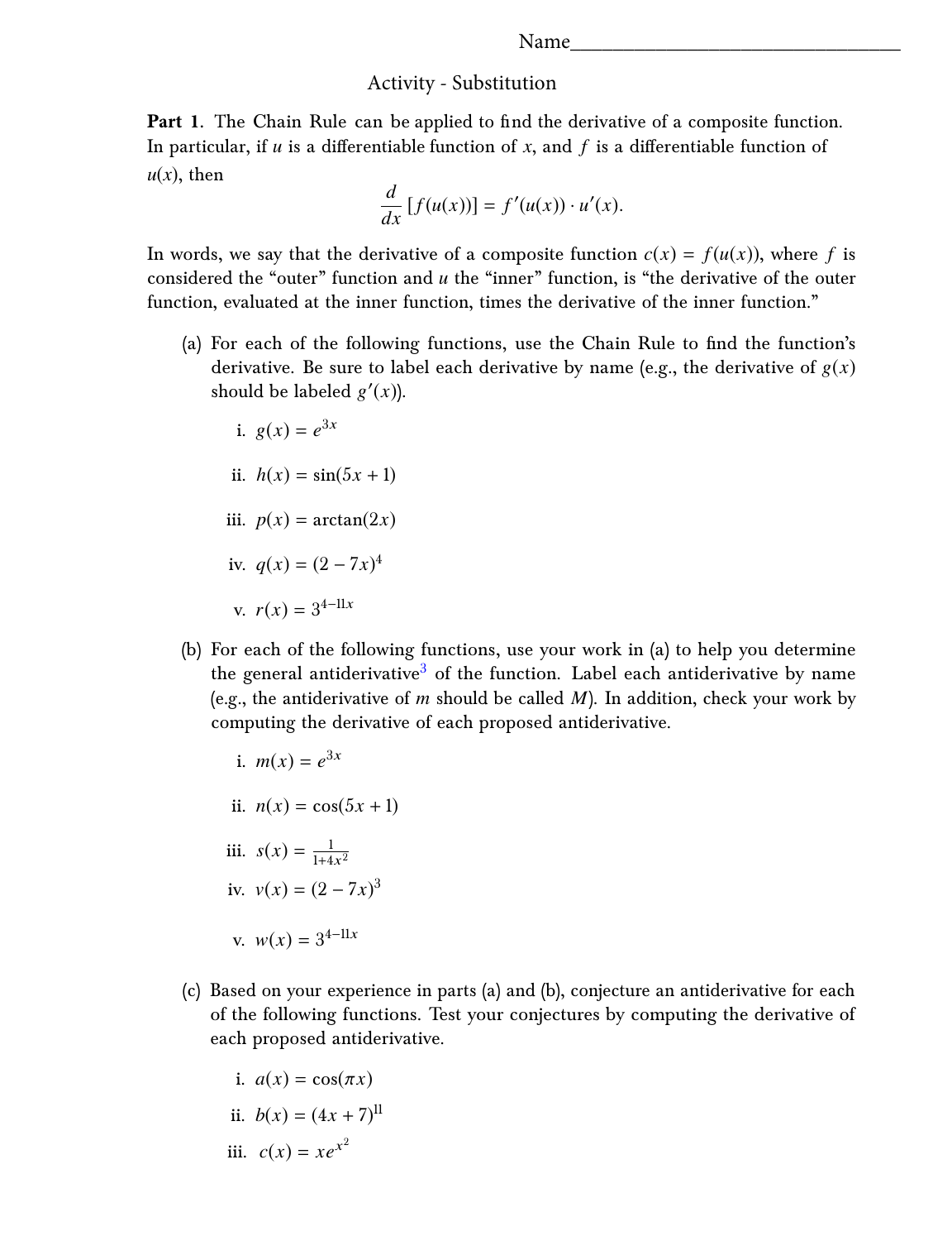Name\_\_\_\_\_\_\_\_\_\_\_\_\_\_\_\_\_\_\_\_\_\_\_\_\_\_\_\_\_\_

# Activity - Substitution

**Part 1**. The Chain Rule can be applied to find the derivative of a composite function. In particular, if $u$ is a differentiable function of $x$, and $f$ is a differentiable function of $u(x)$, then

$$\frac{d}{dx}\left[f(u(x))\right] = f'(u(x)) \cdot u'(x).$$

In words, we say that the derivative of a composite function $c(x) = f(u(x))$, where $f$ is considered the "outer" function and $u$ the "inner" function, is "the derivative of the outer function, evaluated at the inner function, times the derivative of the inner function."

(a) For each of the following functions, use the Chain Rule to find the function's derivative. Be sure to label each derivative by name (e.g., the derivative of $g(x)$ should be labeled $g'(x)$).

i. $g(x) = e^{3x}$

ii. $h(x) = \sin(5x + 1)$

iii. $p(x) = \arctan(2x)$

iv. $q(x) = (2 - 7x)^4$

v. $r(x) = 3^{4-11x}$

(b) For each of the following functions, use your work in (a) to help you determine the general antiderivative[3] of the function. Label each antiderivative by name (e.g., the antiderivative of $m$ should be called $M$). In addition, check your work by computing the derivative of each proposed antiderivative.

i. $m(x) = e^{3x}$

ii. $n(x) = \cos(5x + 1)$

iii. $s(x) = \frac{1}{1+4x^2}$

iv. $v(x) = (2 - 7x)^3$

v. $w(x) = 3^{4-11x}$

(c) Based on your experience in parts (a) and (b), conjecture an antiderivative for each of the following functions. Test your conjectures by computing the derivative of each proposed antiderivative.

i. $a(x) = \cos(\pi x)$

ii. $b(x) = (4x + 7)^{11}$

iii. $c(x) = xe^{x^2}$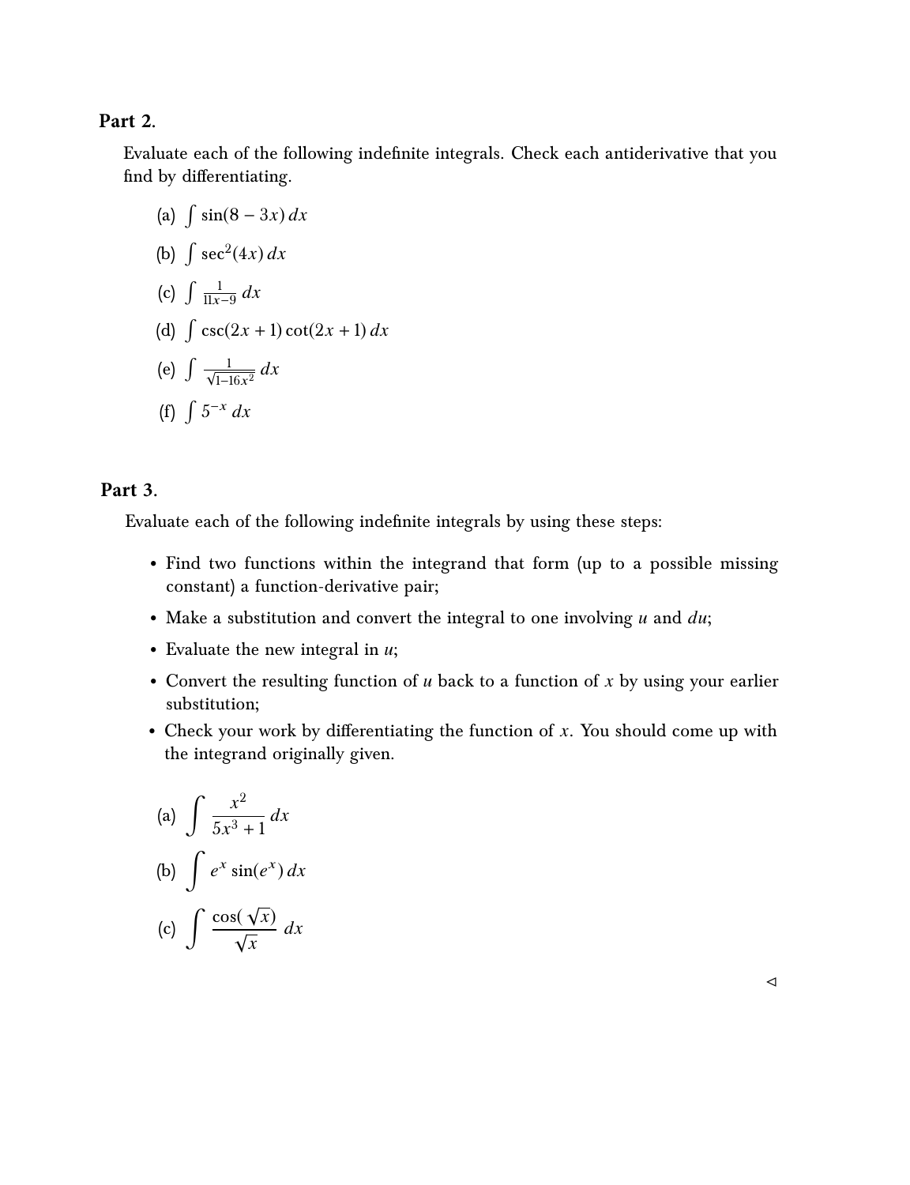**Part 2.**

Evaluate each of the following indefinite integrals. Check each antiderivative that you find by differentiating.

(a) $\int \sin(8 - 3x)\, dx$

(b) $\int \sec^2(4x)\, dx$

(c) $\int \frac{1}{11x-9}\, dx$

(d) $\int \csc(2x + 1)\cot(2x + 1)\, dx$

(e) $\int \frac{1}{\sqrt{1-16x^2}}\, dx$

(f) $\int 5^{-x}\, dx$

**Part 3.**

Evaluate each of the following indefinite integrals by using these steps:

- Find two functions within the integrand that form (up to a possible missing constant) a function-derivative pair;
- Make a substitution and convert the integral to one involving $u$ and $du$;
- Evaluate the new integral in $u$;
- Convert the resulting function of $u$ back to a function of $x$ by using your earlier substitution;
- Check your work by differentiating the function of $x$. You should come up with the integrand originally given.

(a) $$\int \frac{x^2}{5x^3 + 1}\, dx$$

(b) $$\int e^x \sin(e^x)\, dx$$

(c) $$\int \frac{\cos(\sqrt{x})}{\sqrt{x}}\, dx$$

◁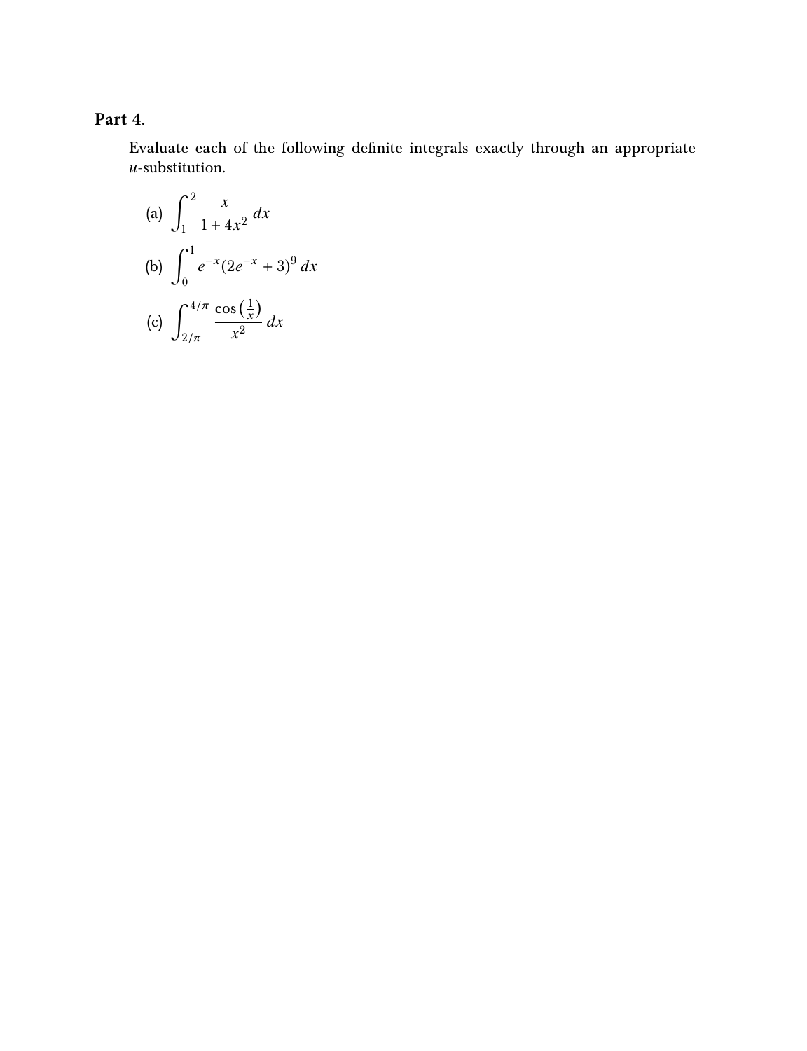## Part 4.

Evaluate each of the following definite integrals exactly through an appropriate $u$-substitution.

(a) $\displaystyle \int_1^2 \frac{x}{1+4x^2}\, dx$

(b) $\displaystyle \int_0^1 e^{-x}(2e^{-x}+3)^9\, dx$

(c) $\displaystyle \int_{2/\pi}^{4/\pi} \frac{\cos\left(\frac{1}{x}\right)}{x^2}\, dx$